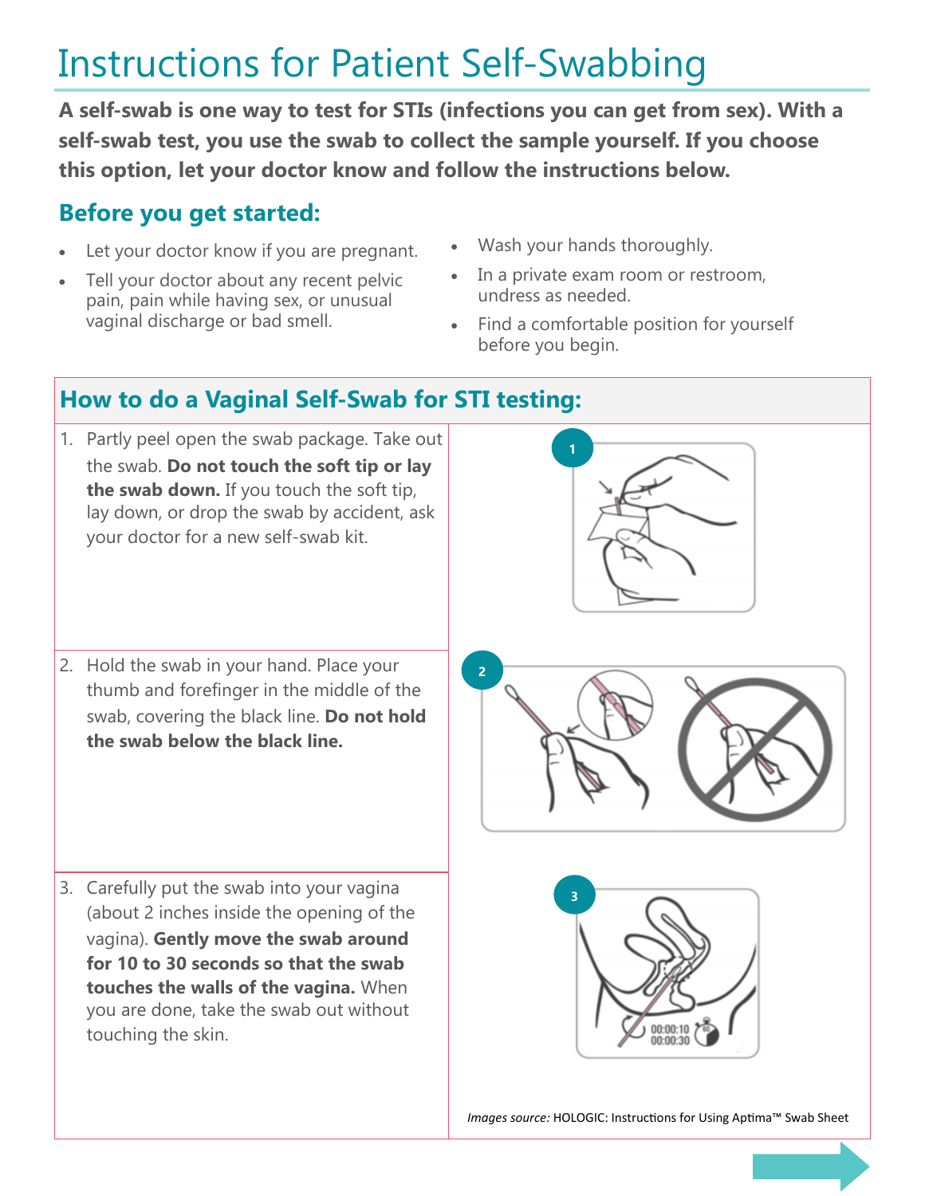# Instructions for Patient Self-Swabbing

**A self-swab is one way to test for STIs (infections you can get from sex). With a self-swab test, you use the swab to collect the sample yourself. If you choose this option, let your doctor know and follow the instructions below.**

## Before you get started:

- Let your doctor know if you are pregnant.
- Tell your doctor about any recent pelvic pain, pain while having sex, or unusual vaginal discharge or bad smell.
- Wash your hands thoroughly.
- In a private exam room or restroom, undress as needed.
- Find a comfortable position for yourself before you begin.

## How to do a Vaginal Self-Swab for STI testing:

1. Partly peel open the swab package. Take out the swab. **Do not touch the soft tip or lay the swab down.** If you touch the soft tip, lay down, or drop the swab by accident, ask your doctor for a new self-swab kit.

2. Hold the swab in your hand. Place your thumb and forefinger in the middle of the swab, covering the black line. **Do not hold the swab below the black line.**

3. Carefully put the swab into your vagina (about 2 inches inside the opening of the vagina). **Gently move the swab around for 10 to 30 seconds so that the swab touches the walls of the vagina.** When you are done, take the swab out without touching the skin.

*Images source:* HOLOGIC: Instructions for Using Aptima™ Swab Sheet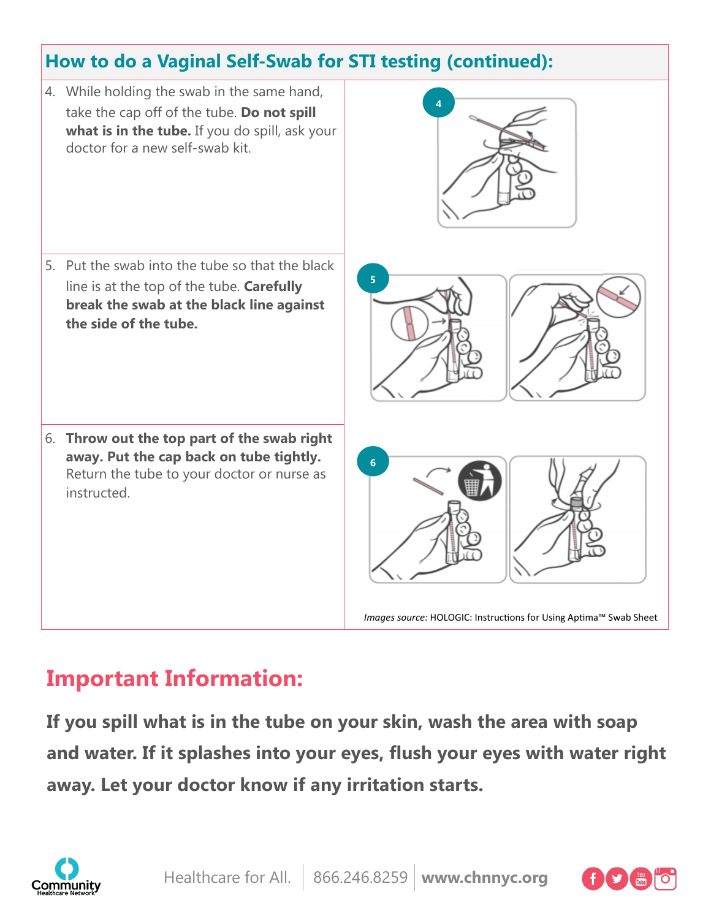## How to do a Vaginal Self-Swab for STI testing (continued):

4. While holding the swab in the same hand, take the cap off of the tube. **Do not spill what is in the tube.** If you do spill, ask your doctor for a new self-swab kit.

5. Put the swab into the tube so that the black line is at the top of the tube. **Carefully break the swab at the black line against the side of the tube.**

6. **Throw out the top part of the swab right away. Put the cap back on tube tightly.** Return the tube to your doctor or nurse as instructed.

*Images source:* HOLOGIC: Instructions for Using Aptima™ Swab Sheet

## Important Information:

**If you spill what is in the tube on your skin, wash the area with soap and water. If it splashes into your eyes, flush your eyes with water right away. Let your doctor know if any irritation starts.**

Healthcare for All. | 866.246.8259 | **www.chnnyc.org**